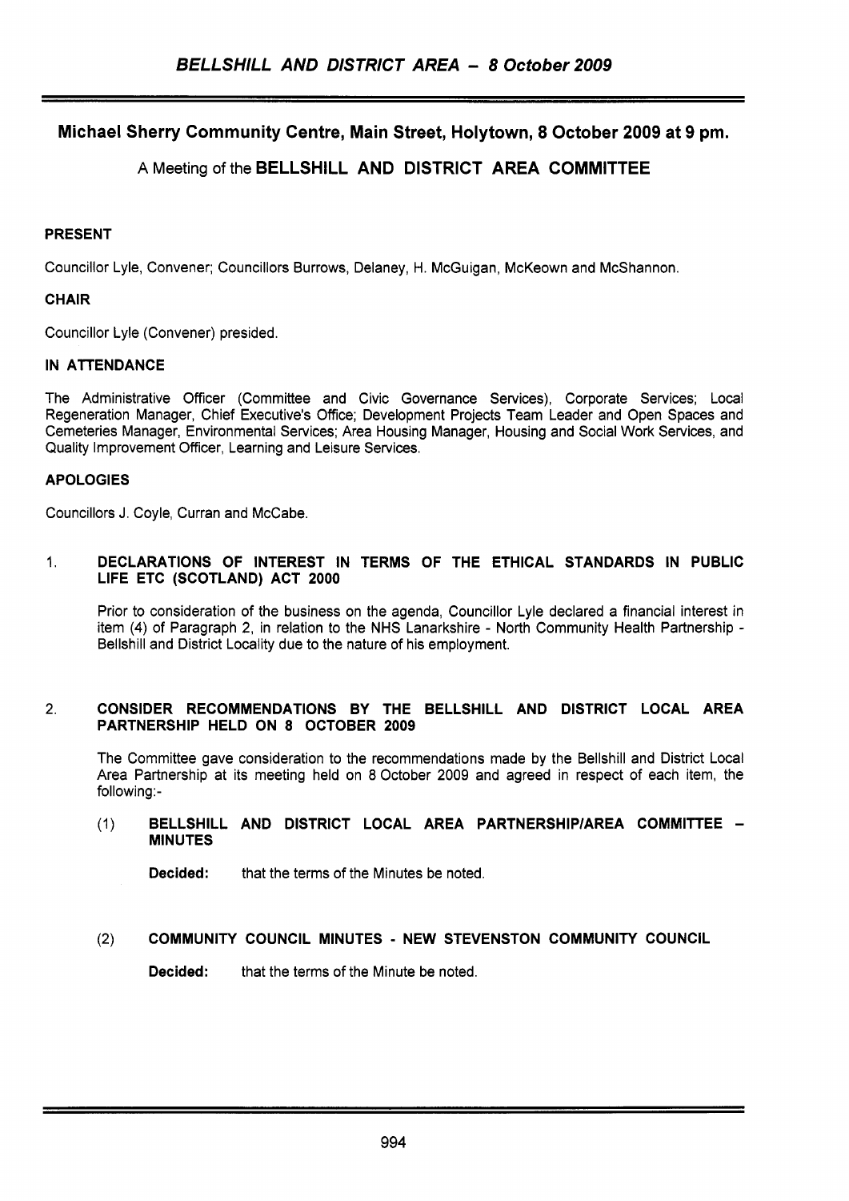## Michael Sherry Community Centre, Main Street, Holytown, 8 October 2009 at 9 pm.

### A Meeting of the BELLSHILL AND DISTRICT AREA COMMITTEE

**PRESENT**

Councillor Lyle, Convener; Councillors Burrows, Delaney, H. McGuigan, McKeown and McShannon.

**CHAIR**

Councillor Lyle (Convener) presided.

**IN ATTENDANCE**

The Administrative Officer (Committee and Civic Governance Services), Corporate Services; Local Regeneration Manager, Chief Executive's Office; Development Projects Team Leader and Open Spaces and Cemeteries Manager, Environmental Services; Area Housing Manager, Housing and Social Work Services, and Quality Improvement Officer, Learning and Leisure Services.

**APOLOGIES**

Councillors J. Coyle, Curran and McCabe.

1. **DECLARATIONS OF INTEREST IN TERMS OF THE ETHICAL STANDARDS IN PUBLIC LIFE ETC (SCOTLAND) ACT 2000**

   Prior to consideration of the business on the agenda, Councillor Lyle declared a financial interest in item (4) of Paragraph 2, in relation to the NHS Lanarkshire - North Community Health Partnership - Bellshill and District Locality due to the nature of his employment.

2. **CONSIDER RECOMMENDATIONS BY THE BELLSHILL AND DISTRICT LOCAL AREA PARTNERSHIP HELD ON 8 OCTOBER 2009**

   The Committee gave consideration to the recommendations made by the Bellshill and District Local Area Partnership at its meeting held on 8 October 2009 and agreed in respect of each item, the following:-

   (1) **BELLSHILL AND DISTRICT LOCAL AREA PARTNERSHIP/AREA COMMITTEE – MINUTES**

   **Decided:** that the terms of the Minutes be noted.

   (2) **COMMUNITY COUNCIL MINUTES - NEW STEVENSTON COMMUNITY COUNCIL**

   **Decided:** that the terms of the Minute be noted.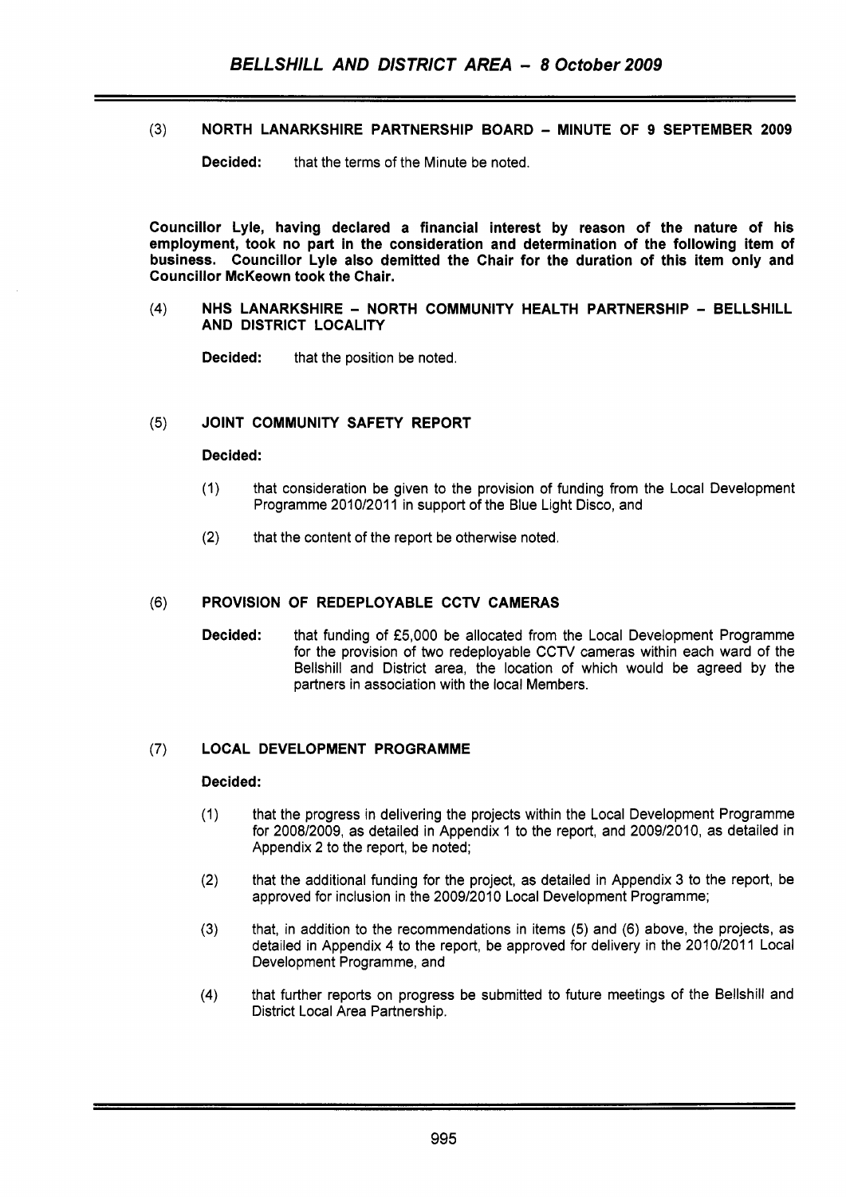(3) **NORTH LANARKSHIRE PARTNERSHIP BOARD – MINUTE OF 9 SEPTEMBER 2009**

**Decided:** that the terms of the Minute be noted.

**Councillor Lyle, having declared a financial interest by reason of the nature of his employment, took no part in the consideration and determination of the following item of business. Councillor Lyle also demitted the Chair for the duration of this item only and Councillor McKeown took the Chair.**

(4) **NHS LANARKSHIRE – NORTH COMMUNITY HEALTH PARTNERSHIP – BELLSHILL AND DISTRICT LOCALITY**

**Decided:** that the position be noted.

(5) **JOINT COMMUNITY SAFETY REPORT**

**Decided:**

(1) that consideration be given to the provision of funding from the Local Development Programme 2010/2011 in support of the Blue Light Disco, and

(2) that the content of the report be otherwise noted.

(6) **PROVISION OF REDEPLOYABLE CCTV CAMERAS**

**Decided:** that funding of £5,000 be allocated from the Local Development Programme for the provision of two redeployable CCTV cameras within each ward of the Bellshill and District area, the location of which would be agreed by the partners in association with the local Members.

(7) **LOCAL DEVELOPMENT PROGRAMME**

**Decided:**

(1) that the progress in delivering the projects within the Local Development Programme for 2008/2009, as detailed in Appendix 1 to the report, and 2009/2010, as detailed in Appendix 2 to the report, be noted;

(2) that the additional funding for the project, as detailed in Appendix 3 to the report, be approved for inclusion in the 2009/2010 Local Development Programme;

(3) that, in addition to the recommendations in items (5) and (6) above, the projects, as detailed in Appendix 4 to the report, be approved for delivery in the 2010/2011 Local Development Programme, and

(4) that further reports on progress be submitted to future meetings of the Bellshill and District Local Area Partnership.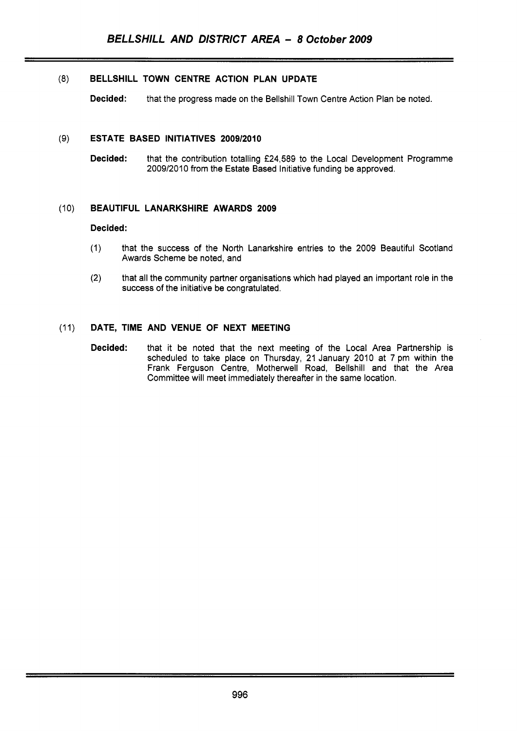(8) **BELLSHILL TOWN CENTRE ACTION PLAN UPDATE**

**Decided:** that the progress made on the Bellshill Town Centre Action Plan be noted.

(9) **ESTATE BASED INITIATIVES 2009/2010**

**Decided:** that the contribution totalling £24,589 to the Local Development Programme 2009/2010 from the Estate Based Initiative funding be approved.

(10) **BEAUTIFUL LANARKSHIRE AWARDS 2009**

**Decided:**

(1) that the success of the North Lanarkshire entries to the 2009 Beautiful Scotland Awards Scheme be noted, and

(2) that all the community partner organisations which had played an important role in the success of the initiative be congratulated.

(11) **DATE, TIME AND VENUE OF NEXT MEETING**

**Decided:** that it be noted that the next meeting of the Local Area Partnership is scheduled to take place on Thursday, 21 January 2010 at 7 pm within the Frank Ferguson Centre, Motherwell Road, Bellshill and that the Area Committee will meet immediately thereafter in the same location.